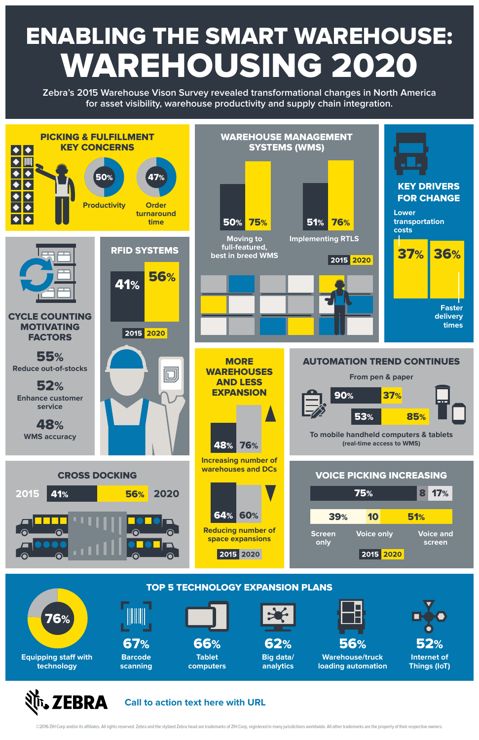# ENABLING THE SMART WAREHOUSE: WAREHOUSING 2020

Zebra's 2015 Warehouse Vison Survey revealed transformational changes in North America for asset visibility, warehouse productivity and supply chain integration.

## PICKING & FULFILLMENT KEY CONCERNS

- 50% Productivity
- 47% Order turnaround time

## WAREHOUSE MANAGEMENT SYSTEMS (WMS)

| | 2015 | 2020 |
|---|---|---|
| Moving to full-featured, best in breed WMS | 50% | 75% |
| Implementing RTLS | 51% | 76% |

## KEY DRIVERS FOR CHANGE

- 37% Lower transportation costs
- 36% Faster delivery times

## CYCLE COUNTING MOTIVATING FACTORS

- 55% Reduce out-of-stocks
- 52% Enhance customer service
- 48% WMS accuracy

## RFID SYSTEMS

| 2015 | 2020 |
|---|---|
| 41% | 56% |

## MORE WAREHOUSES AND LESS EXPANSION

| | 2015 | 2020 |
|---|---|---|
| Increasing number of warehouses and DCs | 48% | 76% |
| Reducing number of space expansions | 64% | 60% |

## AUTOMATION TREND CONTINUES

| | 2015 | 2020 |
|---|---|---|
| From pen & paper | 90% | 37% |
| To mobile handheld computers & tablets (real-time access to WMS) | 53% | 85% |

## CROSS DOCKING

| 2015 | 2020 |
|---|---|
| 41% | 56% |

## VOICE PICKING INCREASING

| | Screen only | Voice only | Voice and screen |
|---|---|---|---|
| 2015 | 75% | 8 | 17% |
| 2020 | 39% | 10 | 51% |

## TOP 5 TECHNOLOGY EXPANSION PLANS

- 76% Equipping staff with technology
- 67% Barcode scanning
- 66% Tablet computers
- 62% Big data/ analytics
- 56% Warehouse/truck loading automation
- 52% Internet of Things (IoT)

ZEBRA

Call to action text here with URL

©2016 ZIH Corp and/or its affiliates. All rights reserved. Zebra and the stylized Zebra head are trademarks of ZIH Corp, registered in many jurisdictions worldwide. All other trademarks are the property of their respective owners.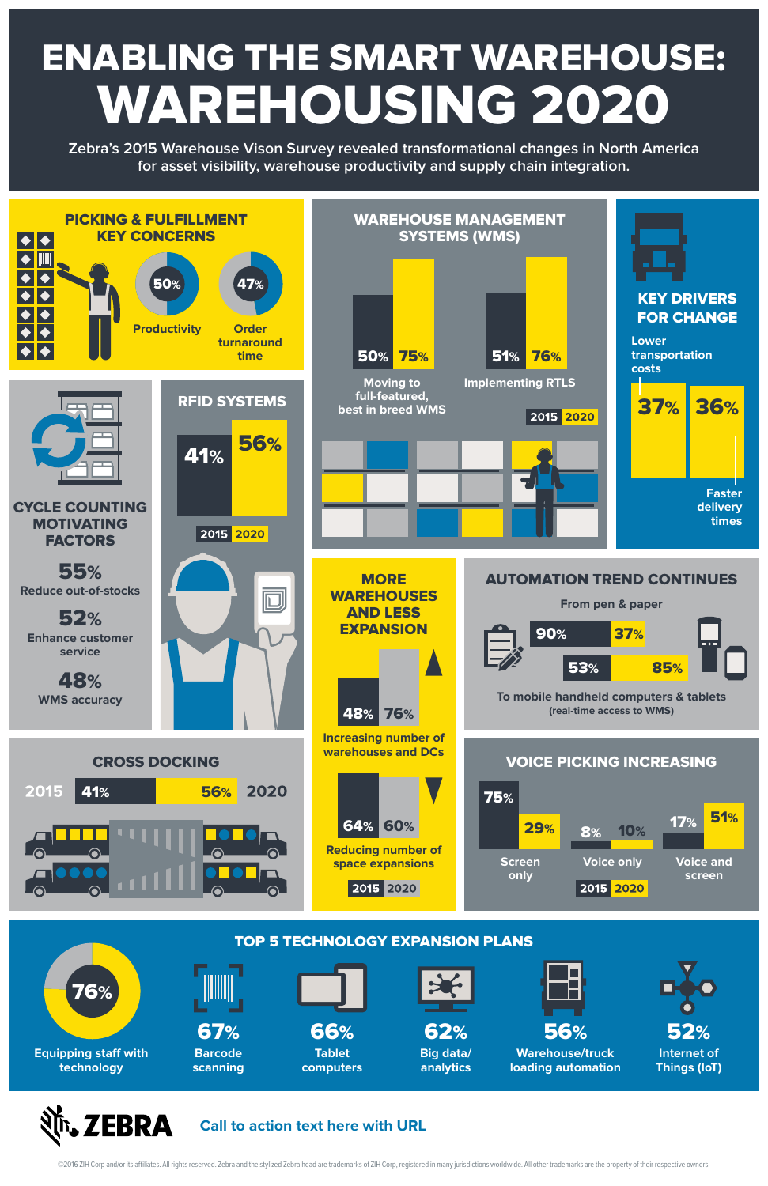# ENABLING THE SMART WAREHOUSE: WAREHOUSING 2020

Zebra's 2015 Warehouse Vison Survey revealed transformational changes in North America for asset visibility, warehouse productivity and supply chain integration.

## PICKING & FULFILLMENT KEY CONCERNS

- 50% Productivity
- 47% Order turnaround time

## WAREHOUSE MANAGEMENT SYSTEMS (WMS)

| | 2015 | 2020 |
|---|---|---|
| Moving to full-featured, best in breed WMS | 50% | 75% |
| Implementing RTLS | 51% | 76% |

## KEY DRIVERS FOR CHANGE

- 37% Lower transportation costs
- 36% Faster delivery times

## CYCLE COUNTING MOTIVATING FACTORS

- **55%** Reduce out-of-stocks
- **52%** Enhance customer service
- **48%** WMS accuracy

## RFID SYSTEMS

| 2015 | 2020 |
|---|---|
| 41% | 56% |

## MORE WAREHOUSES AND LESS EXPANSION

| | 2015 | 2020 |
|---|---|---|
| Increasing number of warehouses and DCs | 48% | 76% |
| Reducing number of space expansions | 64% | 60% |

## AUTOMATION TREND CONTINUES

| | 2015 | 2020 |
|---|---|---|
| From pen & paper | 90% | 37% |
| To mobile handheld computers & tablets (real-time access to WMS) | 53% | 85% |

## CROSS DOCKING

| 2015 | 2020 |
|---|---|
| 41% | 56% |

## VOICE PICKING INCREASING

| | 2015 | 2020 |
|---|---|---|
| Screen only | 75% | 29% |
| Voice only | 8% | 10% |
| Voice and screen | 17% | 51% |

## TOP 5 TECHNOLOGY EXPANSION PLANS

- **76%** Equipping staff with technology
- **67%** Barcode scanning
- **66%** Tablet computers
- **62%** Big data/ analytics
- **56%** Warehouse/truck loading automation
- **52%** Internet of Things (IoT)

ZEBRA

Call to action text here with URL

©2016 ZIH Corp and/or its affiliates. All rights reserved. Zebra and the stylized Zebra head are trademarks of ZIH Corp, registered in many jurisdictions worldwide. All other trademarks are the property of their respective owners.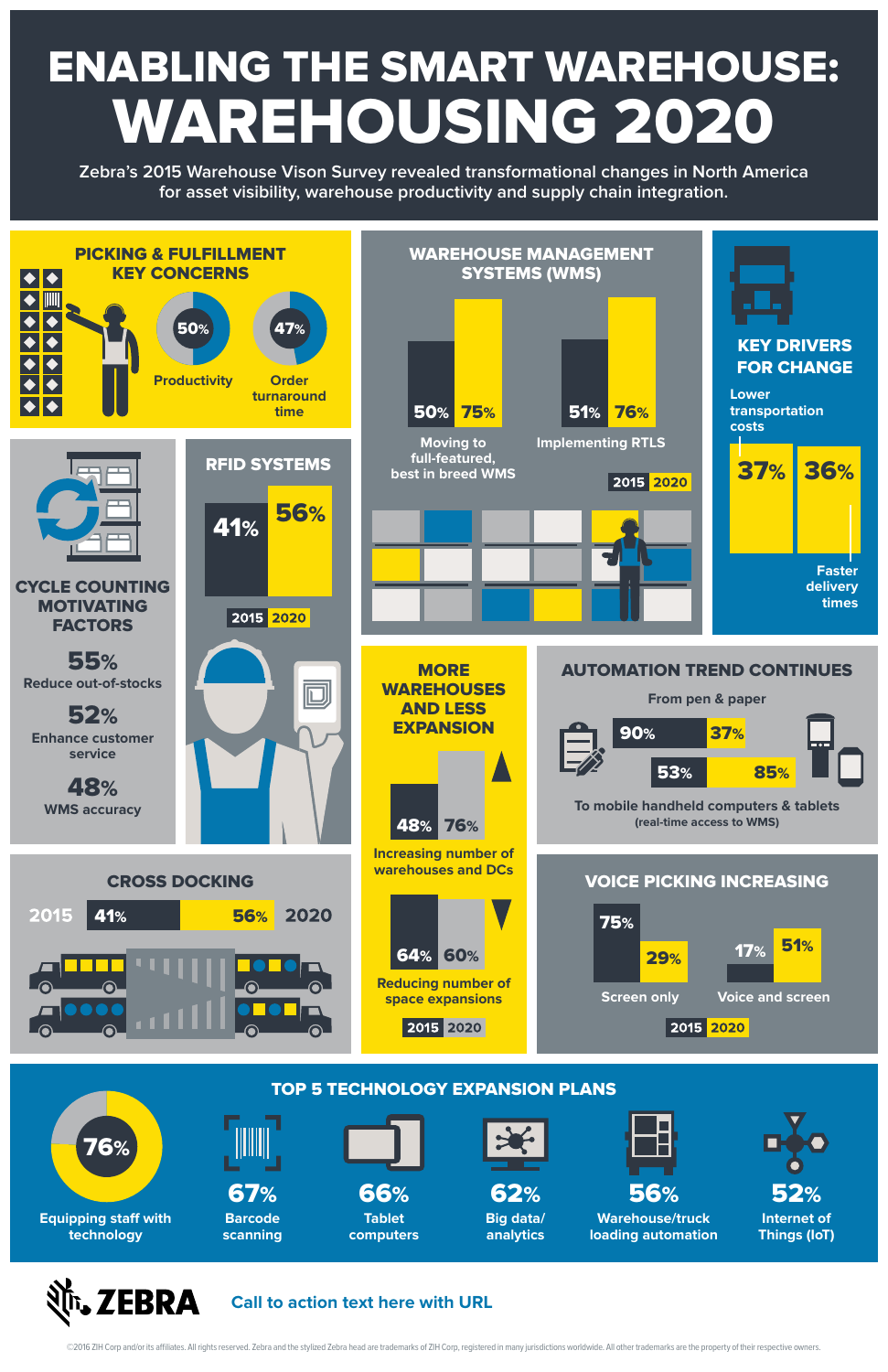# ENABLING THE SMART WAREHOUSE: WAREHOUSING 2020

Zebra's 2015 Warehouse Vison Survey revealed transformational changes in North America for asset visibility, warehouse productivity and supply chain integration.

## PICKING & FULFILLMENT KEY CONCERNS

50% Productivity

47% Order turnaround time

## WAREHOUSE MANAGEMENT SYSTEMS (WMS)

50% 75% Moving to full-featured, best in breed WMS

51% 76% Implementing RTLS

2015 2020

## KEY DRIVERS FOR CHANGE

37% Lower transportation costs

36% Faster delivery times

## CYCLE COUNTING MOTIVATING FACTORS

**55%** Reduce out-of-stocks

**52%** Enhance customer service

**48%** WMS accuracy

## RFID SYSTEMS

41% 56%

2015 2020

## MORE WAREHOUSES AND LESS EXPANSION

48% 76% Increasing number of warehouses and DCs

64% 60% Reducing number of space expansions

2015 2020

## AUTOMATION TREND CONTINUES

From pen & paper

90% 37%

53% 85%

To mobile handheld computers & tablets (real-time access to WMS)

## CROSS DOCKING

2015 41% 56% 2020

## VOICE PICKING INCREASING

75% 29% Screen only

17% 51% Voice and screen

2015 2020

## TOP 5 TECHNOLOGY EXPANSION PLANS

**76%** Equipping staff with technology

**67%** Barcode scanning

**66%** Tablet computers

**62%** Big data/ analytics

**56%** Warehouse/truck loading automation

**52%** Internet of Things (IoT)

ZEBRA

Call to action text here with URL

©2016 ZIH Corp and/or its affiliates. All rights reserved. Zebra and the stylized Zebra head are trademarks of ZIH Corp, registered in many jurisdictions worldwide. All other trademarks are the property of their respective owners.